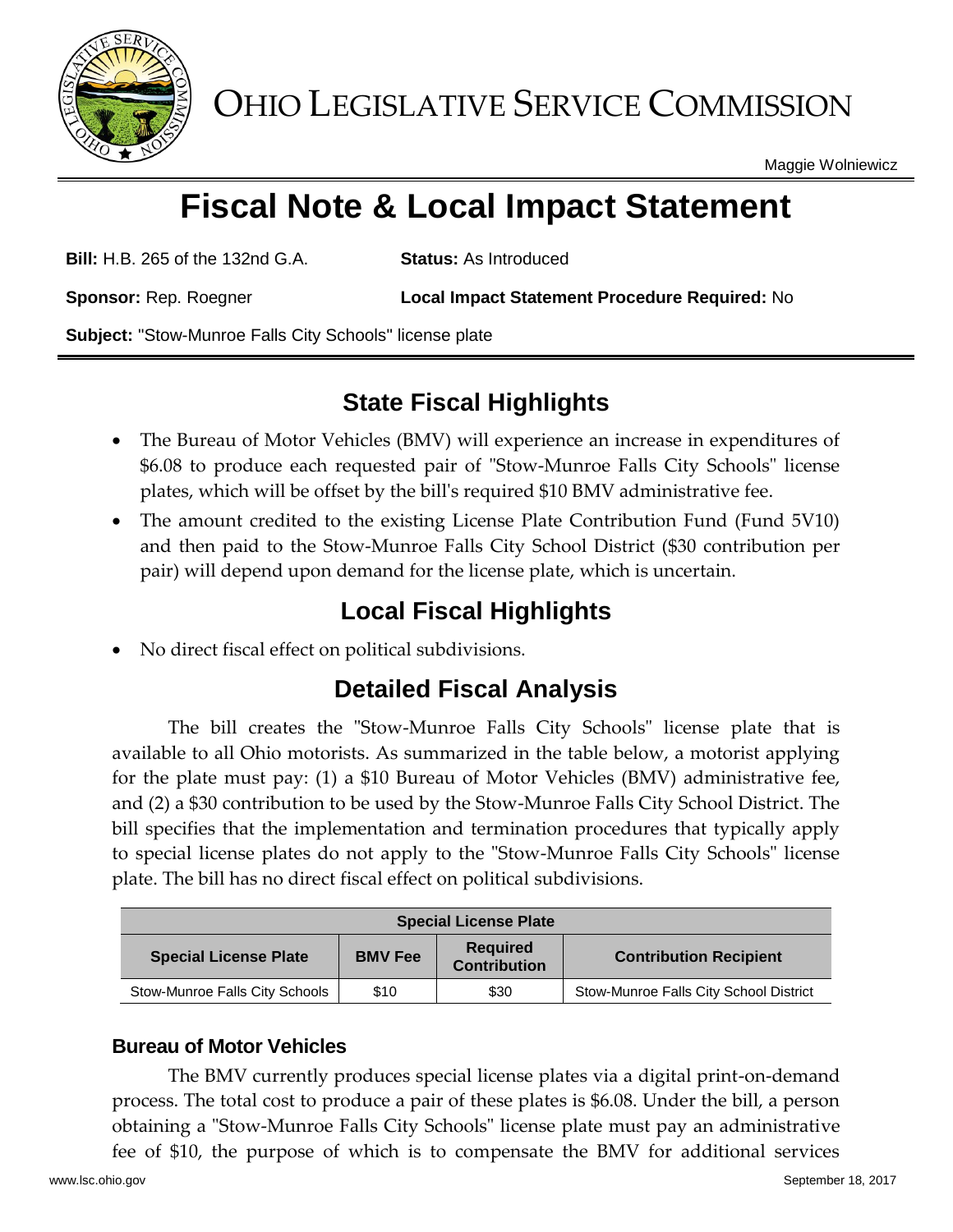# OHIO LEGISLATIVE SERVICE COMMISSION

Maggie Wolniewicz

# Fiscal Note & Local Impact Statement

**Bill:** H.B. 265 of the 132nd G.A. **Status:** As Introduced

**Sponsor:** Rep. Roegner **Local Impact Statement Procedure Required:** No

**Subject:** "Stow-Munroe Falls City Schools" license plate

## State Fiscal Highlights

- The Bureau of Motor Vehicles (BMV) will experience an increase in expenditures of $6.08 to produce each requested pair of "Stow-Munroe Falls City Schools" license plates, which will be offset by the bill's required $10 BMV administrative fee.
- The amount credited to the existing License Plate Contribution Fund (Fund 5V10) and then paid to the Stow-Munroe Falls City School District ($30 contribution per pair) will depend upon demand for the license plate, which is uncertain.

## Local Fiscal Highlights

- No direct fiscal effect on political subdivisions.

## Detailed Fiscal Analysis

The bill creates the "Stow-Munroe Falls City Schools" license plate that is available to all Ohio motorists. As summarized in the table below, a motorist applying for the plate must pay: (1) a $10 Bureau of Motor Vehicles (BMV) administrative fee, and (2) a $30 contribution to be used by the Stow-Munroe Falls City School District. The bill specifies that the implementation and termination procedures that typically apply to special license plates do not apply to the "Stow-Munroe Falls City Schools" license plate. The bill has no direct fiscal effect on political subdivisions.

| Special License Plate | | | |
|---|---|---|---|
| Special License Plate | BMV Fee | Required Contribution | Contribution Recipient |
| Stow-Munroe Falls City Schools | $10 | $30 | Stow-Munroe Falls City School District |

### Bureau of Motor Vehicles

The BMV currently produces special license plates via a digital print-on-demand process. The total cost to produce a pair of these plates is $6.08. Under the bill, a person obtaining a "Stow-Munroe Falls City Schools" license plate must pay an administrative fee of $10, the purpose of which is to compensate the BMV for additional services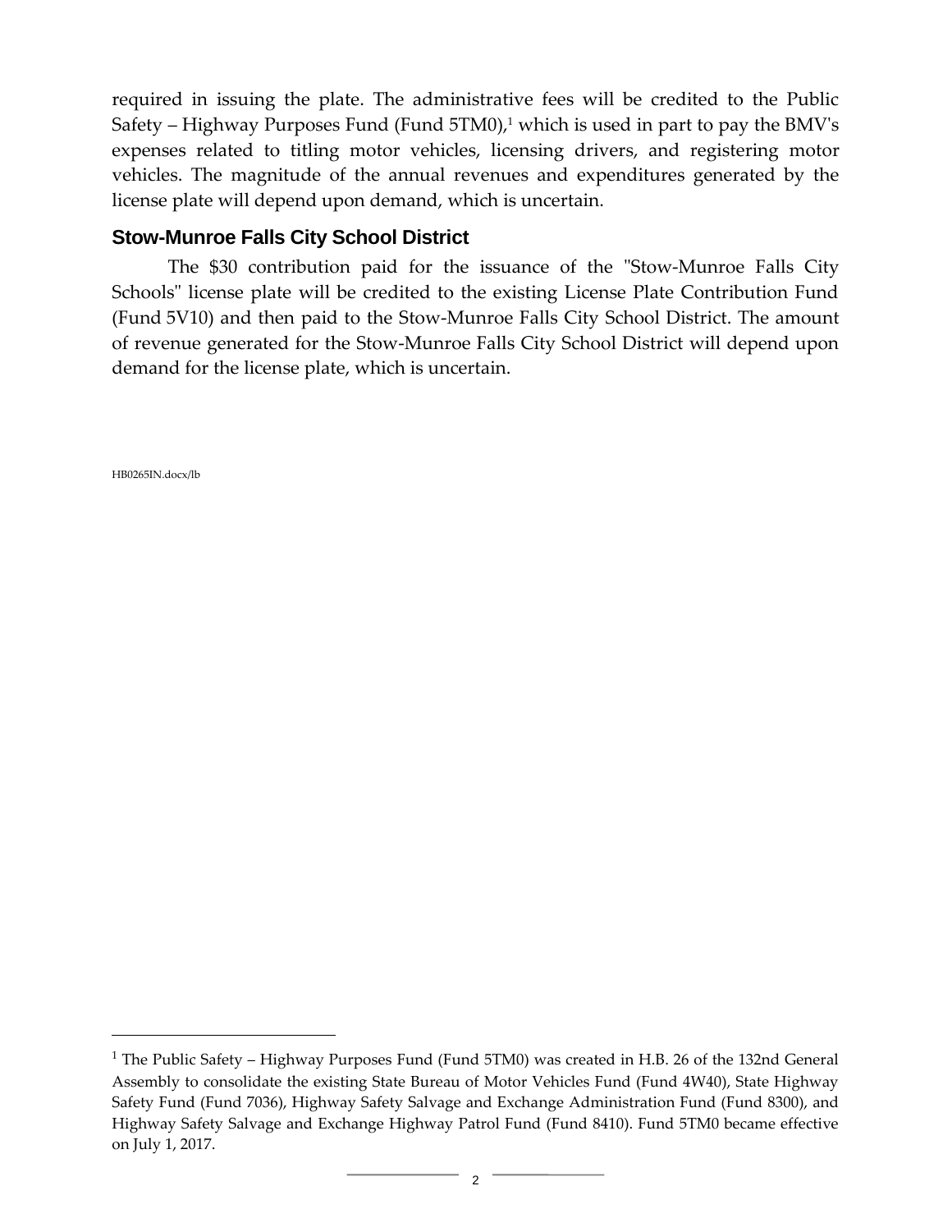required in issuing the plate. The administrative fees will be credited to the Public Safety – Highway Purposes Fund (Fund 5TM0),[1] which is used in part to pay the BMV's expenses related to titling motor vehicles, licensing drivers, and registering motor vehicles. The magnitude of the annual revenues and expenditures generated by the license plate will depend upon demand, which is uncertain.

## Stow-Munroe Falls City School District

The $30 contribution paid for the issuance of the "Stow-Munroe Falls City Schools" license plate will be credited to the existing License Plate Contribution Fund (Fund 5V10) and then paid to the Stow-Munroe Falls City School District. The amount of revenue generated for the Stow-Munroe Falls City School District will depend upon demand for the license plate, which is uncertain.

HB0265IN.docx/lb

---

[1] The Public Safety – Highway Purposes Fund (Fund 5TM0) was created in H.B. 26 of the 132nd General Assembly to consolidate the existing State Bureau of Motor Vehicles Fund (Fund 4W40), State Highway Safety Fund (Fund 7036), Highway Safety Salvage and Exchange Administration Fund (Fund 8300), and Highway Safety Salvage and Exchange Highway Patrol Fund (Fund 8410). Fund 5TM0 became effective on July 1, 2017.